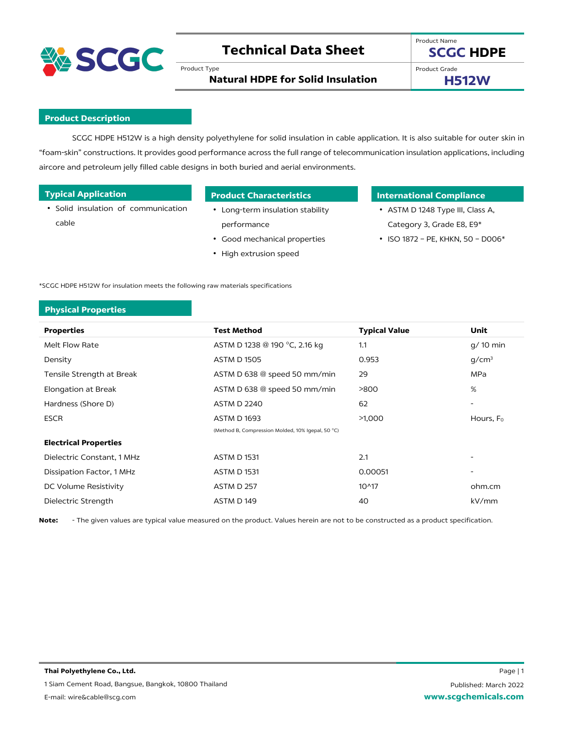# Technical Data Sheet

Product Name: **SCGC HDPE**

Product Type: **Natural HDPE for Solid Insulation**

Product Grade: **H512W**

## Product Description

SCGC HDPE H512W is a high density polyethylene for solid insulation in cable application. It is also suitable for outer skin in "foam-skin" constructions. It provides good performance across the full range of telecommunication insulation applications, including aircore and petroleum jelly filled cable designs in both buried and aerial environments.

## Typical Application

- Solid insulation of communication cable

## Product Characteristics

- Long-term insulation stability performance
- Good mechanical properties
- High extrusion speed

## International Compliance

- ASTM D 1248 Type III, Class A, Category 3, Grade E8, E9*
- ISO 1872 – PE, KHKN, 50 – D006*

*SCGC HDPE H512W for insulation meets the following raw materials specifications

## Physical Properties

| Properties | Test Method | Typical Value | Unit |
|---|---|---|---|
| Melt Flow Rate | ASTM D 1238 @ 190 °C, 2.16 kg | 1.1 | g/ 10 min |
| Density | ASTM D 1505 | 0.953 | g/cm³ |
| Tensile Strength at Break | ASTM D 638 @ speed 50 mm/min | 29 | MPa |
| Elongation at Break | ASTM D 638 @ speed 50 mm/min | >800 | % |
| Hardness (Shore D) | ASTM D 2240 | 62 | - |
| ESCR | ASTM D 1693 (Method B, Compression Molded, 10% Igepal, 50 °C) | >1,000 | Hours, $F_0$ |
| **Electrical Properties** | | | |
| Dielectric Constant, 1 MHz | ASTM D 1531 | 2.1 | - |
| Dissipation Factor, 1 MHz | ASTM D 1531 | 0.00051 | - |
| DC Volume Resistivity | ASTM D 257 | 10^17 | ohm.cm |
| Dielectric Strength | ASTM D 149 | 40 | kV/mm |

**Note:** - The given values are typical value measured on the product. Values herein are not to be constructed as a product specification.

**Thai Polyethylene Co., Ltd.**

1 Siam Cement Road, Bangsue, Bangkok, 10800 Thailand

E-mail: wire&cable@scg.com

Published: March 2022

www.scgchemicals.com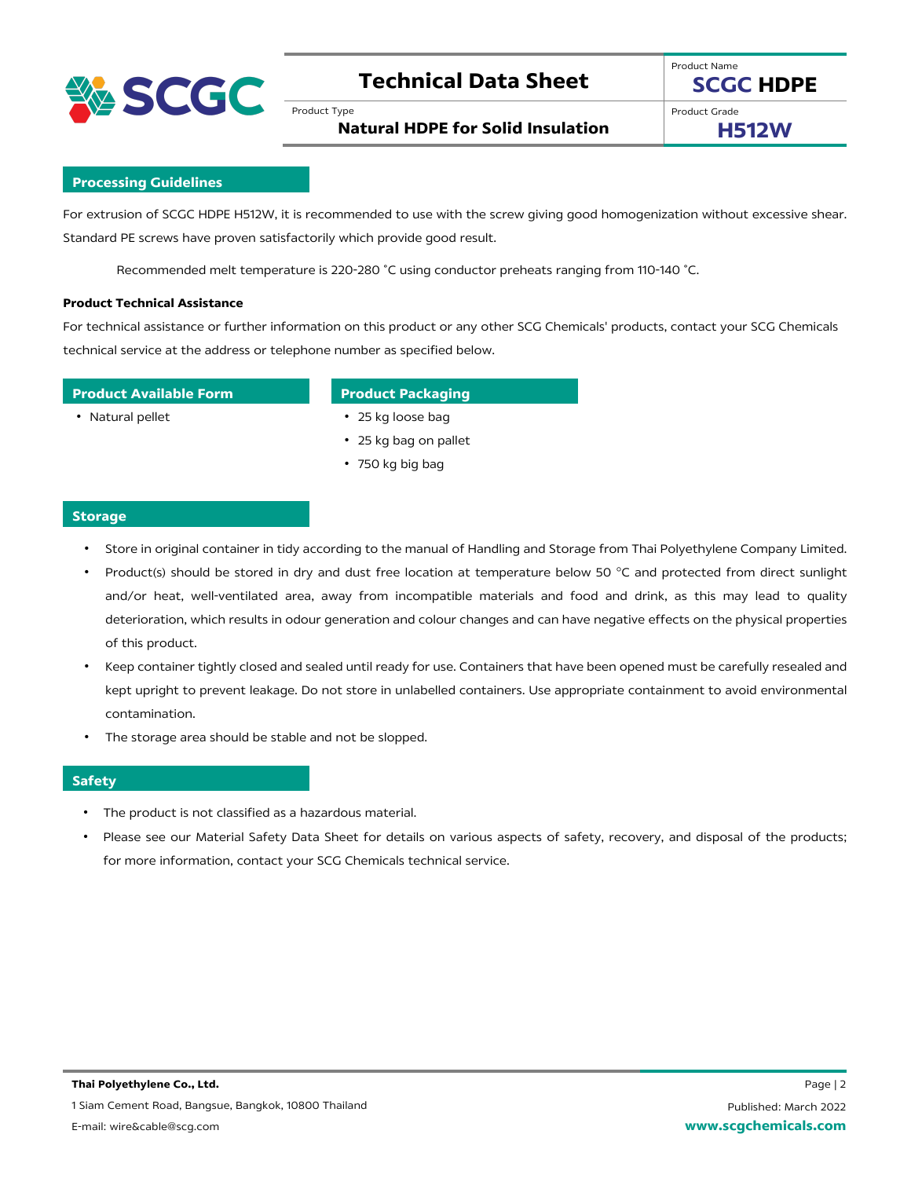## Processing Guidelines

For extrusion of SCGC HDPE H512W, it is recommended to use with the screw giving good homogenization without excessive shear. Standard PE screws have proven satisfactorily which provide good result.

Recommended melt temperature is 220-280 ˚C using conductor preheats ranging from 110-140 ˚C.

**Product Technical Assistance**

For technical assistance or further information on this product or any other SCG Chemicals' products, contact your SCG Chemicals technical service at the address or telephone number as specified below.

## Product Available Form

- Natural pellet

## Product Packaging

- 25 kg loose bag
- 25 kg bag on pallet
- 750 kg big bag

## Storage

- Store in original container in tidy according to the manual of Handling and Storage from Thai Polyethylene Company Limited.
- Product(s) should be stored in dry and dust free location at temperature below 50 °C and protected from direct sunlight and/or heat, well-ventilated area, away from incompatible materials and food and drink, as this may lead to quality deterioration, which results in odour generation and colour changes and can have negative effects on the physical properties of this product.
- Keep container tightly closed and sealed until ready for use. Containers that have been opened must be carefully resealed and kept upright to prevent leakage. Do not store in unlabelled containers. Use appropriate containment to avoid environmental contamination.
- The storage area should be stable and not be slopped.

## Safety

- The product is not classified as a hazardous material.
- Please see our Material Safety Data Sheet for details on various aspects of safety, recovery, and disposal of the products; for more information, contact your SCG Chemicals technical service.

**Thai Polyethylene Co., Ltd.**

1 Siam Cement Road, Bangsue, Bangkok, 10800 Thailand

E-mail: wire&cable@scg.com

Published: March 2022

www.scgchemicals.com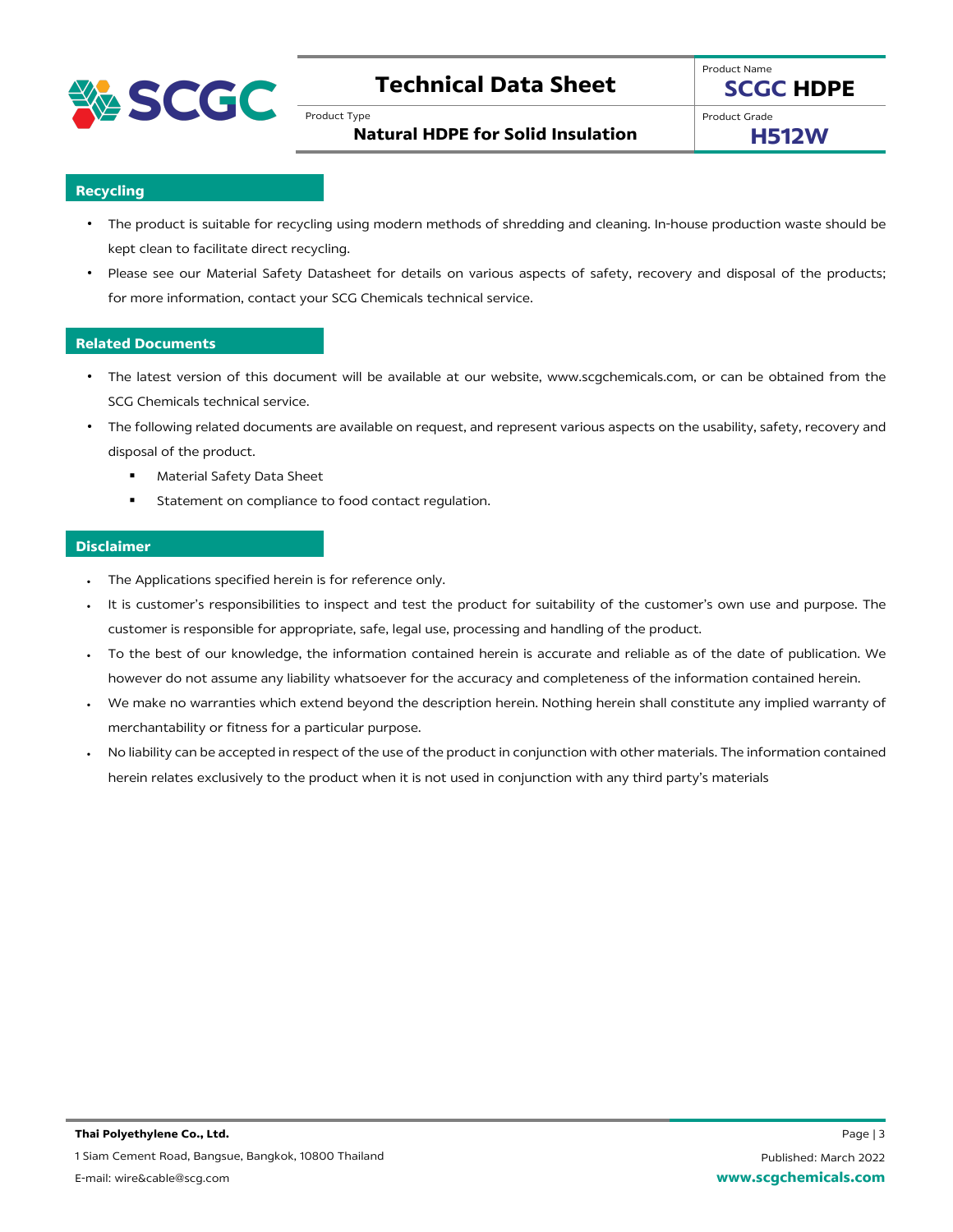## Recycling

- The product is suitable for recycling using modern methods of shredding and cleaning. In-house production waste should be kept clean to facilitate direct recycling.
- Please see our Material Safety Datasheet for details on various aspects of safety, recovery and disposal of the products; for more information, contact your SCG Chemicals technical service.

## Related Documents

- The latest version of this document will be available at our website, www.scgchemicals.com, or can be obtained from the SCG Chemicals technical service.
- The following related documents are available on request, and represent various aspects on the usability, safety, recovery and disposal of the product.
  - Material Safety Data Sheet
  - Statement on compliance to food contact regulation.

## Disclaimer

- The Applications specified herein is for reference only.
- It is customer's responsibilities to inspect and test the product for suitability of the customer's own use and purpose. The customer is responsible for appropriate, safe, legal use, processing and handling of the product.
- To the best of our knowledge, the information contained herein is accurate and reliable as of the date of publication. We however do not assume any liability whatsoever for the accuracy and completeness of the information contained herein.
- We make no warranties which extend beyond the description herein. Nothing herein shall constitute any implied warranty of merchantability or fitness for a particular purpose.
- No liability can be accepted in respect of the use of the product in conjunction with other materials. The information contained herein relates exclusively to the product when it is not used in conjunction with any third party's materials

**Thai Polyethylene Co., Ltd.**

1 Siam Cement Road, Bangsue, Bangkok, 10800 Thailand

E-mail: wire&cable@scg.com

Published: March 2022

www.scgchemicals.com